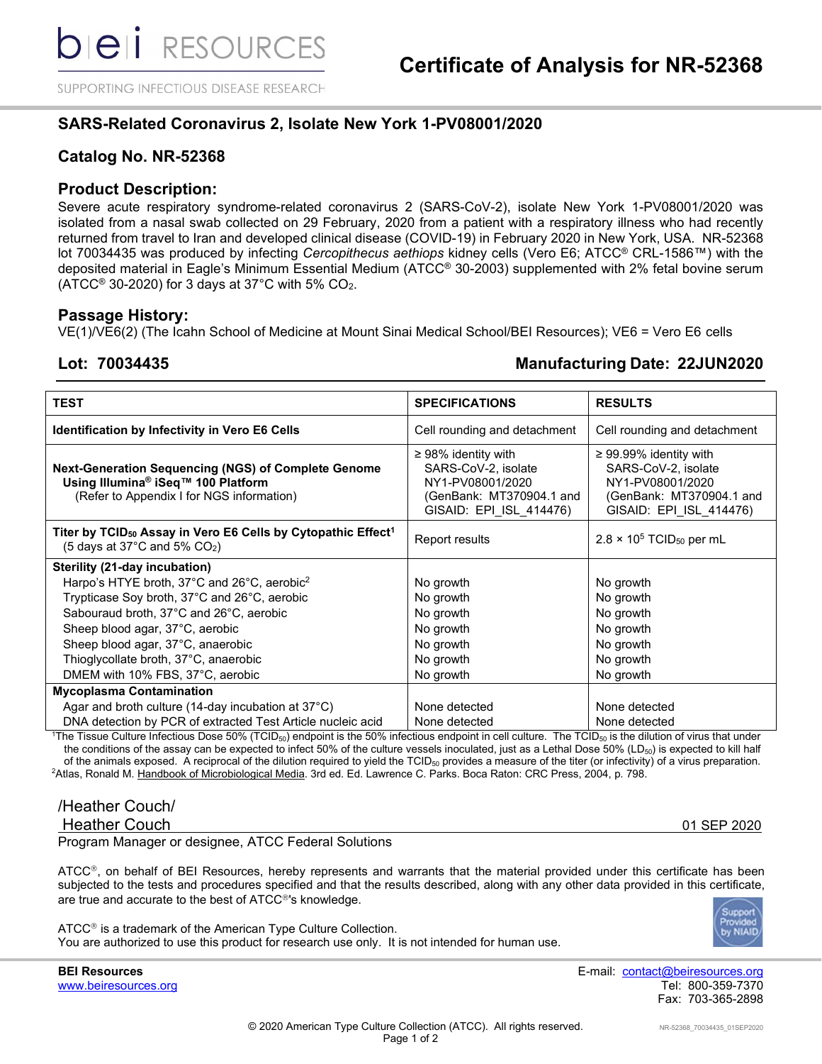bei RESOURCES

SUPPORTING INFECTIOUS DISEASE RESEARCH

# Certificate of Analysis for NR-52368

## SARS-Related Coronavirus 2, Isolate New York 1-PV08001/2020

## Catalog No. NR-52368

### Product Description:

Severe acute respiratory syndrome-related coronavirus 2 (SARS-CoV-2), isolate New York 1-PV08001/2020 was isolated from a nasal swab collected on 29 February, 2020 from a patient with a respiratory illness who had recently returned from travel to Iran and developed clinical disease (COVID-19) in February 2020 in New York, USA. NR-52368 lot 70034435 was produced by infecting *Cercopithecus aethiops* kidney cells (Vero E6; ATCC® CRL-1586™) with the deposited material in Eagle's Minimum Essential Medium (ATCC® 30-2003) supplemented with 2% fetal bovine serum (ATCC® 30-2020) for 3 days at 37°C with 5% $CO_2$.

### Passage History:

VE(1)/VE6(2) (The Icahn School of Medicine at Mount Sinai Medical School/BEI Resources); VE6 = Vero E6 cells

**Lot: 70034435** **Manufacturing Date: 22JUN2020**

| TEST | SPECIFICATIONS | RESULTS |
|---|---|---|
| **Identification by Infectivity in Vero E6 Cells** | Cell rounding and detachment | Cell rounding and detachment |
| **Next-Generation Sequencing (NGS) of Complete Genome Using Illumina® iSeq™ 100 Platform** (Refer to Appendix I for NGS information) | ≥ 98% identity with SARS-CoV-2, isolate NY1-PV08001/2020 (GenBank: MT370904.1 and GISAID: EPI_ISL_414476) | ≥ 99.99% identity with SARS-CoV-2, isolate NY1-PV08001/2020 (GenBank: MT370904.1 and GISAID: EPI_ISL_414476) |
| **Titer by $TCID_{50}$ Assay in Vero E6 Cells by Cytopathic Effect**[1] (5 days at 37°C and 5% $CO_2$) | Report results | $2.8 \times 10^5$ $TCID_{50}$ per mL |
| **Sterility (21-day incubation)** | | |
| Harpo's HTYE broth, 37°C and 26°C, aerobic[2] | No growth | No growth |
| Trypticase Soy broth, 37°C and 26°C, aerobic | No growth | No growth |
| Sabouraud broth, 37°C and 26°C, aerobic | No growth | No growth |
| Sheep blood agar, 37°C, aerobic | No growth | No growth |
| Sheep blood agar, 37°C, anaerobic | No growth | No growth |
| Thioglycollate broth, 37°C, anaerobic | No growth | No growth |
| DMEM with 10% FBS, 37°C, aerobic | No growth | No growth |
| **Mycoplasma Contamination** | | |
| Agar and broth culture (14-day incubation at 37°C) | None detected | None detected |
| DNA detection by PCR of extracted Test Article nucleic acid | None detected | None detected |

[1]The Tissue Culture Infectious Dose 50% ($TCID_{50}$) endpoint is the 50% infectious endpoint in cell culture. The $TCID_{50}$ is the dilution of virus that under the conditions of the assay can be expected to infect 50% of the culture vessels inoculated, just as a Lethal Dose 50% ($LD_{50}$) is expected to kill half of the animals exposed. A reciprocal of the dilution required to yield the $TCID_{50}$ provides a measure of the titer (or infectivity) of a virus preparation.

[2]Atlas, Ronald M. Handbook of Microbiological Media. 3rd ed. Ed. Lawrence C. Parks. Boca Raton: CRC Press, 2004, p. 798.

/Heather Couch/

Heather Couch 01 SEP 2020

Program Manager or designee, ATCC Federal Solutions

ATCC®, on behalf of BEI Resources, hereby represents and warrants that the material provided under this certificate has been subjected to the tests and procedures specified and that the results described, along with any other data provided in this certificate, are true and accurate to the best of ATCC®'s knowledge.

ATCC® is a trademark of the American Type Culture Collection.
You are authorized to use this product for research use only. It is not intended for human use.

Support Provided by NIAID

**BEI Resources**
www.beiresources.org

E-mail: contact@beiresources.org
Tel: 800-359-7370
Fax: 703-365-2898

© 2020 American Type Culture Collection (ATCC). All rights reserved.

NR-52368_70034435_01SEP2020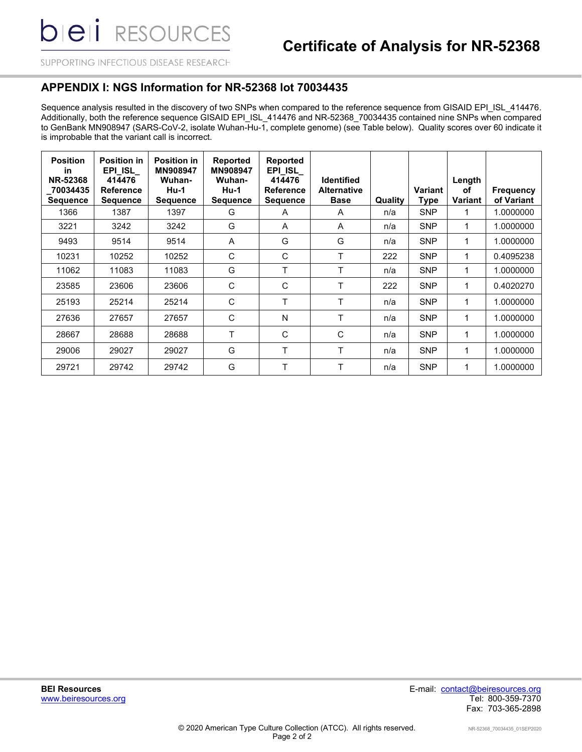## APPENDIX I: NGS Information for NR-52368 lot 70034435

Sequence analysis resulted in the discovery of two SNPs when compared to the reference sequence from GISAID EPI_ISL_414476. Additionally, both the reference sequence GISAID EPI_ISL_414476 and NR-52368_70034435 contained nine SNPs when compared to GenBank MN908947 (SARS-CoV-2, isolate Wuhan-Hu-1, complete genome) (see Table below). Quality scores over 60 indicate it is improbable that the variant call is incorrect.

| Position in NR-52368 _70034435 Sequence | Position in EPI_ISL_ 414476 Reference Sequence | Position in MN908947 Wuhan-Hu-1 Sequence | Reported MN908947 Wuhan-Hu-1 Sequence | Reported EPI_ISL_ 414476 Reference Sequence | Identified Alternative Base | Quality | Variant Type | Length of Variant | Frequency of Variant |
|---|---|---|---|---|---|---|---|---|---|
| 1366 | 1387 | 1397 | G | A | A | n/a | SNP | 1 | 1.0000000 |
| 3221 | 3242 | 3242 | G | A | A | n/a | SNP | 1 | 1.0000000 |
| 9493 | 9514 | 9514 | A | G | G | n/a | SNP | 1 | 1.0000000 |
| 10231 | 10252 | 10252 | C | C | T | 222 | SNP | 1 | 0.4095238 |
| 11062 | 11083 | 11083 | G | T | T | n/a | SNP | 1 | 1.0000000 |
| 23585 | 23606 | 23606 | C | C | T | 222 | SNP | 1 | 0.4020270 |
| 25193 | 25214 | 25214 | C | T | T | n/a | SNP | 1 | 1.0000000 |
| 27636 | 27657 | 27657 | C | N | T | n/a | SNP | 1 | 1.0000000 |
| 28667 | 28688 | 28688 | T | C | C | n/a | SNP | 1 | 1.0000000 |
| 29006 | 29027 | 29027 | G | T | T | n/a | SNP | 1 | 1.0000000 |
| 29721 | 29742 | 29742 | G | T | T | n/a | SNP | 1 | 1.0000000 |